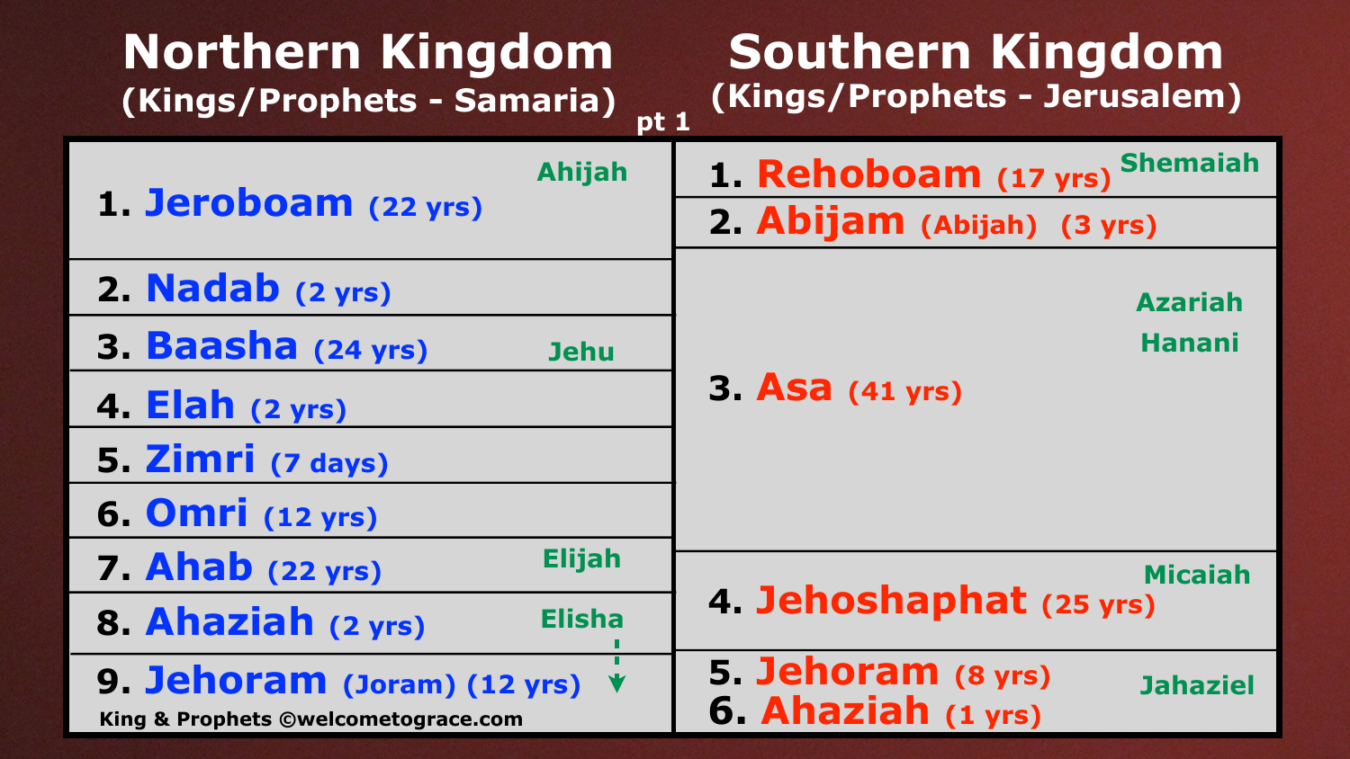# Northern Kingdom

## (Kings/Prophets - Samaria)

# Southern Kingdom

## (Kings/Prophets - Jerusalem)

pt 1

| Northern Kingdom – King | Prophet | Southern Kingdom – King | Prophet |
|---|---|---|---|
| 1. Jeroboam (22 yrs) | Ahijah | 1. Rehoboam (17 yrs) | Shemaiah |
| | | 2. Abijam (Abijah) (3 yrs) | |
| 2. Nadab (2 yrs) | | 3. Asa (41 yrs) | Azariah, Hanani |
| 3. Baasha (24 yrs) | Jehu | | |
| 4. Elah (2 yrs) | | | |
| 5. Zimri (7 days) | | | |
| 6. Omri (12 yrs) | | | |
| 7. Ahab (22 yrs) | Elijah | 4. Jehoshaphat (25 yrs) | Micaiah |
| 8. Ahaziah (2 yrs) | Elisha | | |
| 9. Jehoram (Joram) (12 yrs) | ↓ | 5. Jehoram (8 yrs) | Jahaziel |
| | | 6. Ahaziah (1 yrs) | |

King & Prophets ©welcometograce.com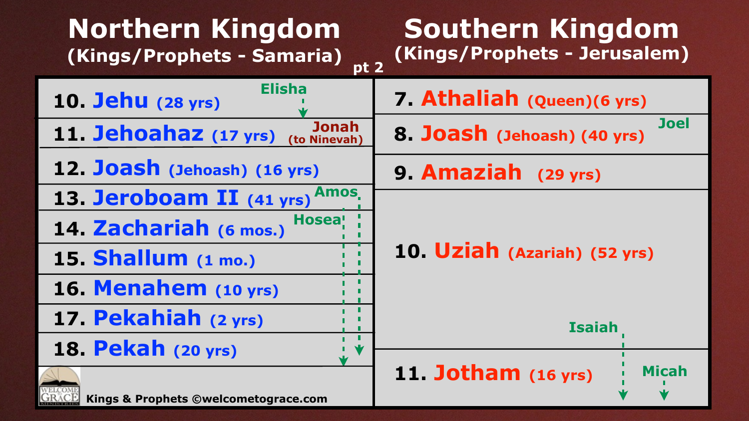# Northern Kingdom

## (Kings/Prophets - Samaria)

pt 2

# Southern Kingdom

## (Kings/Prophets - Jerusalem)

| Northern Kingdom | Prophets | Southern Kingdom | Prophets |
|---|---|---|---|
| 10. **Jehu** (28 yrs) | Elisha | 7. **Athaliah** (Queen)(6 yrs) | |
| 11. **Jehoahaz** (17 yrs) | Jonah (to Ninevah) | 8. **Joash** (Jehoash) (40 yrs) | Joel |
| 12. **Joash** (Jehoash) (16 yrs) | | 9. **Amaziah** (29 yrs) | |
| 13. **Jeroboam II** (41 yrs) | Amos | 10. **Uziah** (Azariah) (52 yrs) | Isaiah |
| 14. **Zachariah** (6 mos.) | Hosea | | |
| 15. **Shallum** (1 mo.) | | | |
| 16. **Menahem** (10 yrs) | | | |
| 17. **Pekahiah** (2 yrs) | | | |
| 18. **Pekah** (20 yrs) | | 11. **Jotham** (16 yrs) | Micah |

Kings & Prophets ©welcometograce.com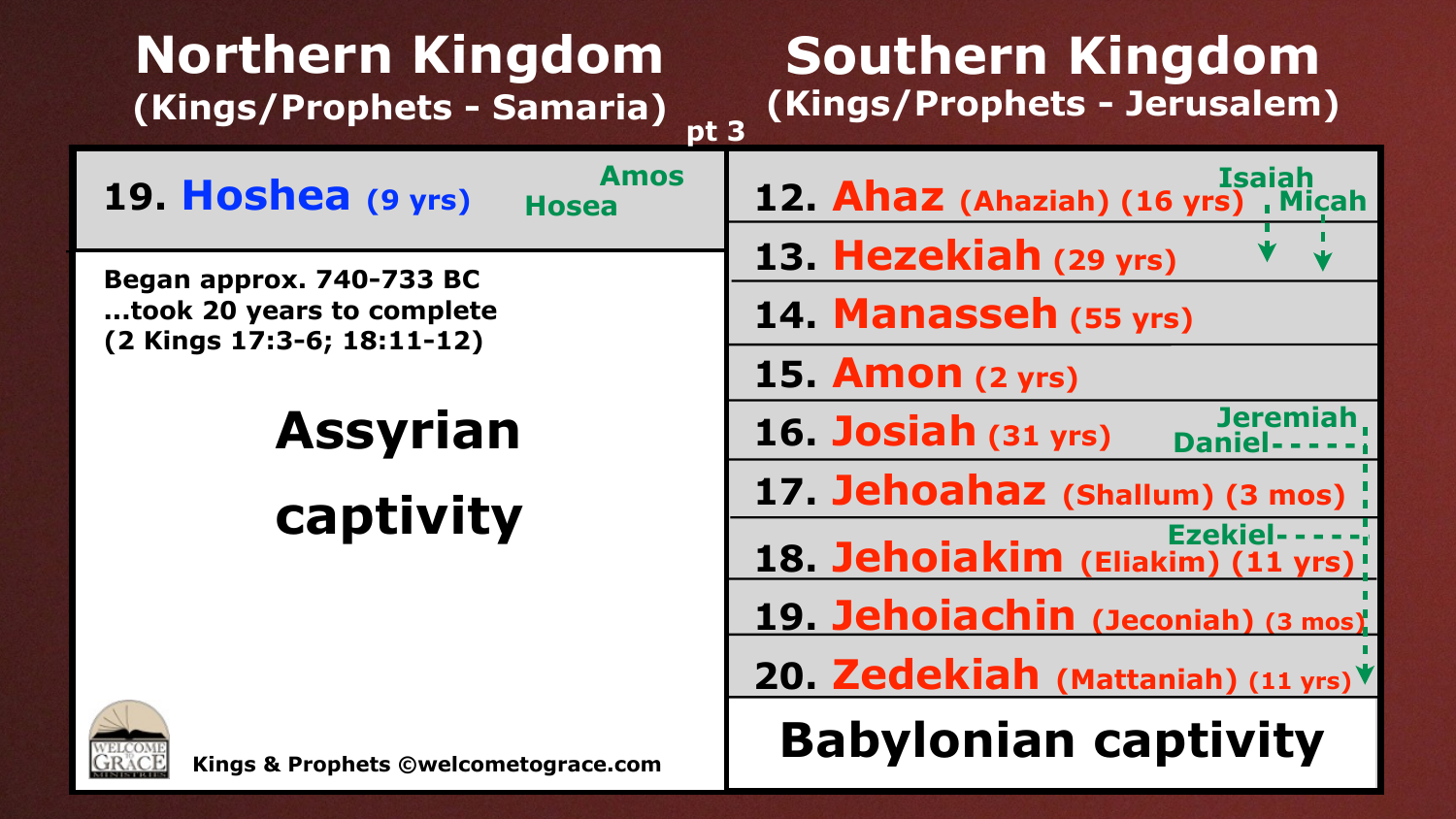# Northern Kingdom
## (Kings/Prophets - Samaria)

pt 3

# Southern Kingdom
## (Kings/Prophets - Jerusalem)

| Northern Kingdom | Prophets |
|---|---|
| 19. **Hoshea** (9 yrs) | Amos, Hosea |

**Began approx. 740-733 BC**
**...took 20 years to complete**
**(2 Kings 17:3-6; 18:11-12)**

## Assyrian captivity

| Southern Kingdom | Prophets |
|---|---|
| 12. **Ahaz** (Ahaziah) (16 yrs) | Isaiah, Micah |
| 13. **Hezekiah** (29 yrs) | |
| 14. **Manasseh** (55 yrs) | |
| 15. **Amon** (2 yrs) | |
| 16. **Josiah** (31 yrs) | Jeremiah, Daniel |
| 17. **Jehoahaz** (Shallum) (3 mos) | |
| 18. **Jehoiakim** (Eliakim) (11 yrs) | Ezekiel |
| 19. **Jehoiachin** (Jeconiah) (3 mos) | |
| 20. **Zedekiah** (Mattaniah) (11 yrs) | |

## Babylonian captivity

Kings & Prophets ©welcometograce.com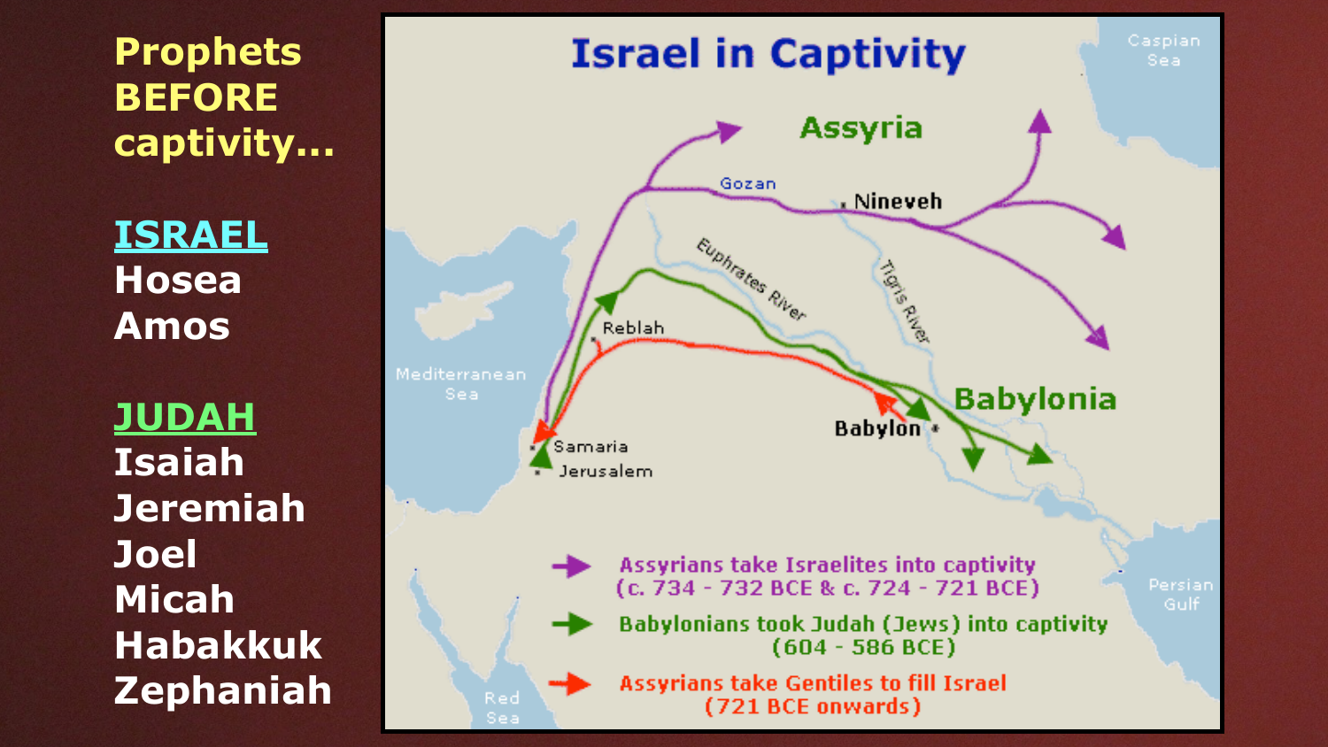# Prophets BEFORE captivity...

## ISRAEL
Hosea
Amos

## JUDAH
Isaiah
Jeremiah
Joel
Micah
Habakkuk
Zephaniah

## Israel in Captivity

Caspian Sea

Assyria

Gozan

Nineveh

Euphrates River

Tigris River

Reblah

Mediterranean Sea

Babylonia

Babylon

Samaria

Jerusalem

Persian Gulf

Red Sea

- Assyrians take Israelites into captivity (c. 734 - 732 BCE & c. 724 - 721 BCE)
- Babylonians took Judah (Jews) into captivity (604 - 586 BCE)
- Assyrians take Gentiles to fill Israel (721 BCE onwards)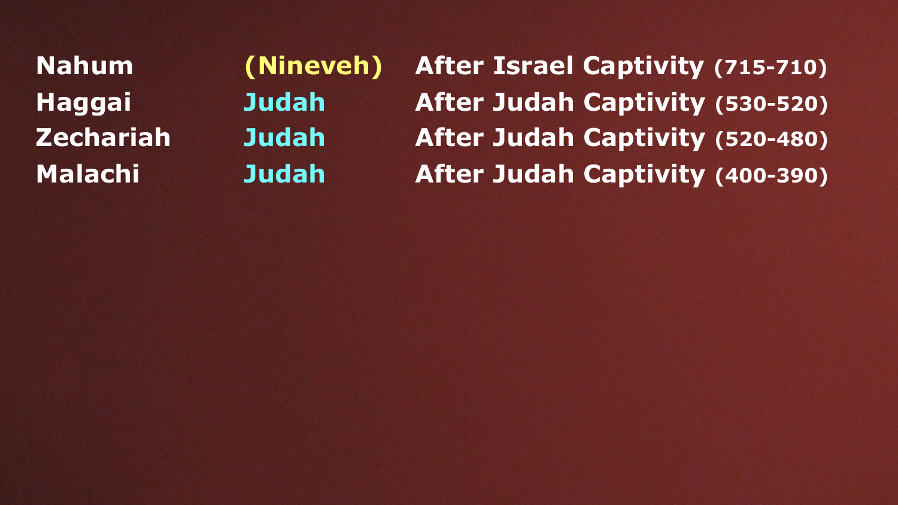| | | |
|---|---|---|
| **Nahum** | **(Nineveh)** | **After Israel Captivity (715-710)** |
| **Haggai** | **Judah** | **After Judah Captivity (530-520)** |
| **Zechariah** | **Judah** | **After Judah Captivity (520-480)** |
| **Malachi** | **Judah** | **After Judah Captivity (400-390)** |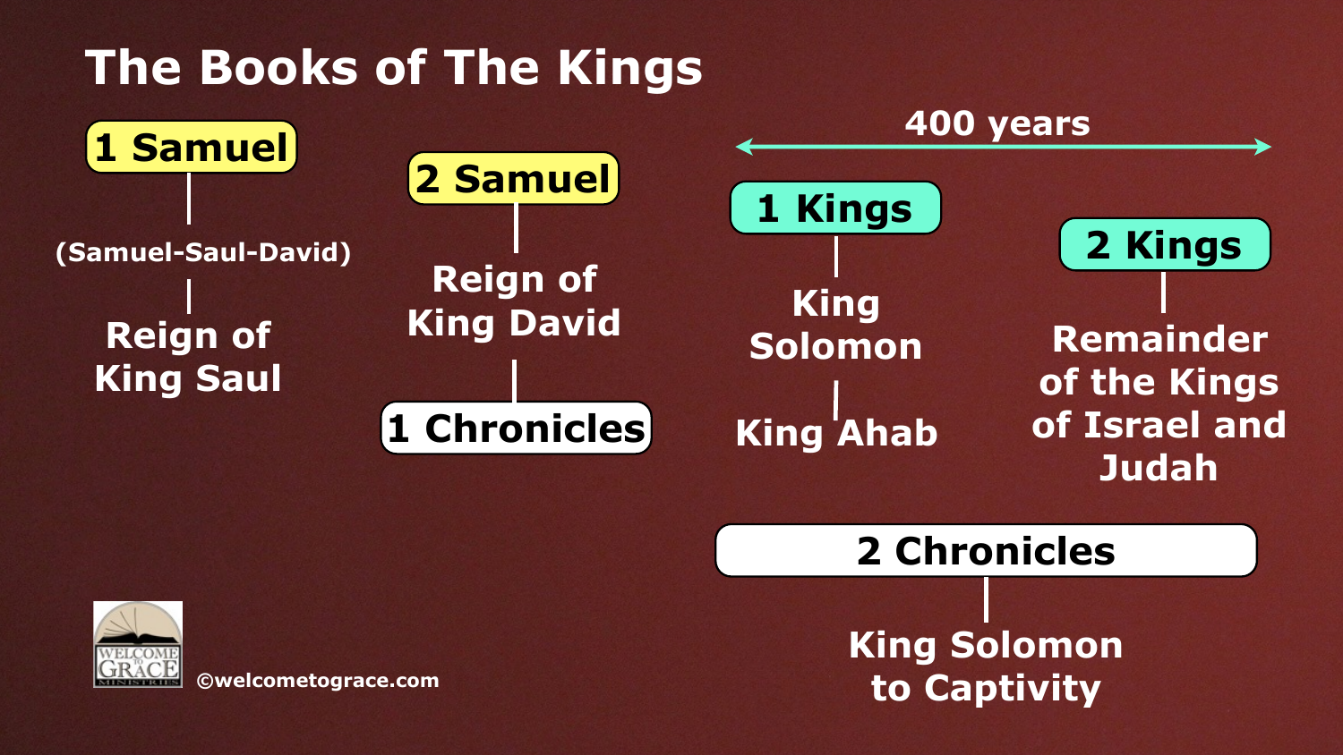# The Books of The Kings

**1 Samuel**

(Samuel-Saul-David)

Reign of King Saul

**2 Samuel**

Reign of King David

**1 Chronicles**

400 years

**1 Kings**

King Solomon

King Ahab

**2 Kings**

Remainder of the Kings of Israel and Judah

**2 Chronicles**

King Solomon to Captivity

©welcometograce.com